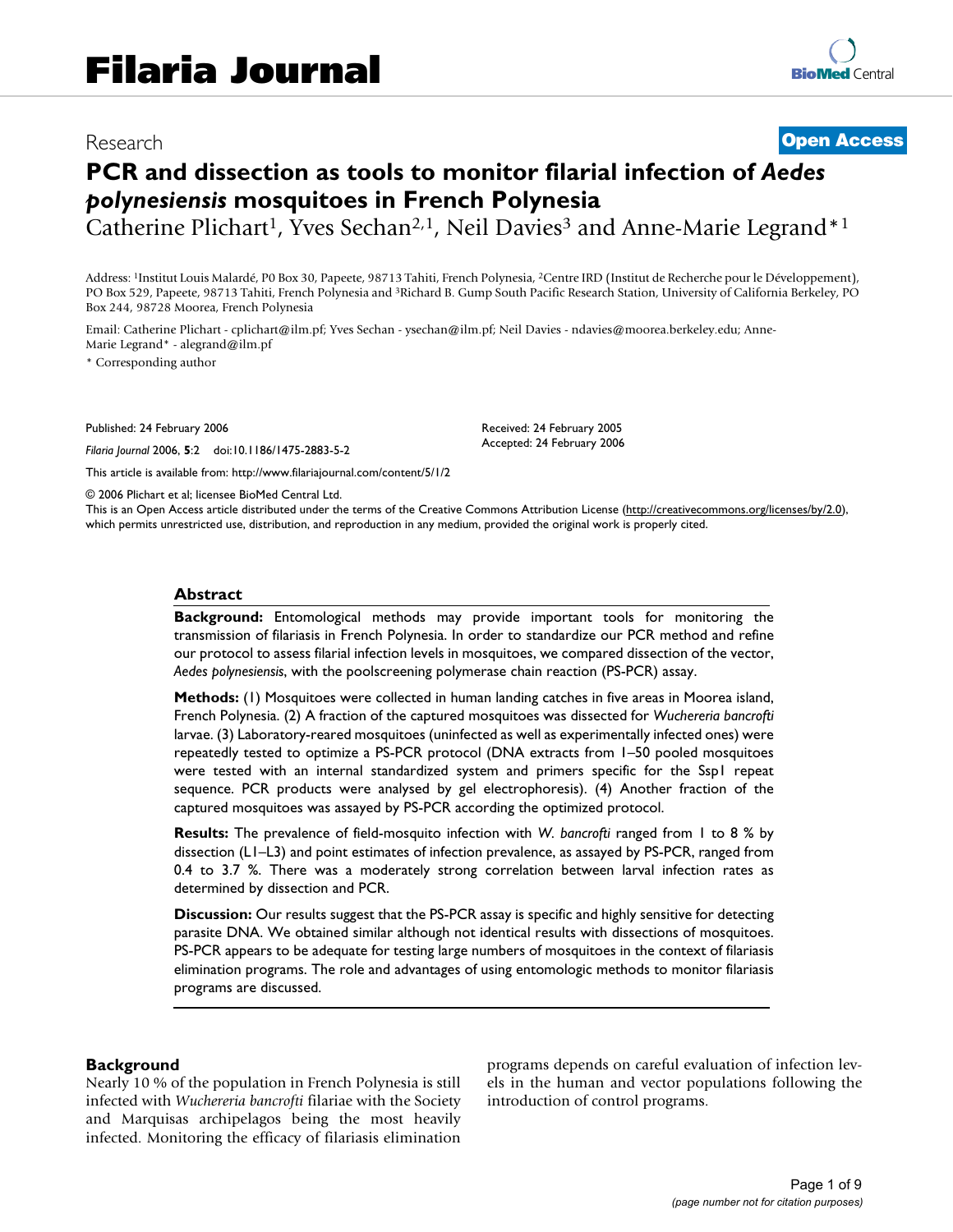Research **Open Access**

# PCR and dissection as tools to monitor filarial infection of *Aedes polynesiensis* mosquitoes in French Polynesia

Catherine Plichart[1], Yves Sechan[2,1], Neil Davies[3] and Anne-Marie Legrand*[1]

Address: [1]Institut Louis Malardé, P0 Box 30, Papeete, 98713 Tahiti, French Polynesia, [2]Centre IRD (Institut de Recherche pour le Développement), PO Box 529, Papeete, 98713 Tahiti, French Polynesia and [3]Richard B. Gump South Pacific Research Station, University of California Berkeley, PO Box 244, 98728 Moorea, French Polynesia

Email: Catherine Plichart - cplichart@ilm.pf; Yves Sechan - ysechan@ilm.pf; Neil Davies - ndavies@moorea.berkeley.edu; Anne-Marie Legrand* - alegrand@ilm.pf

\* Corresponding author

Published: 24 February 2006

*Filaria Journal* 2006, **5**:2 doi:10.1186/1475-2883-5-2

Received: 24 February 2005
Accepted: 24 February 2006

This article is available from: http://www.filariajournal.com/content/5/1/2

© 2006 Plichart et al; licensee BioMed Central Ltd.
This is an Open Access article distributed under the terms of the Creative Commons Attribution License (http://creativecommons.org/licenses/by/2.0), which permits unrestricted use, distribution, and reproduction in any medium, provided the original work is properly cited.

## Abstract

**Background:** Entomological methods may provide important tools for monitoring the transmission of filariasis in French Polynesia. In order to standardize our PCR method and refine our protocol to assess filarial infection levels in mosquitoes, we compared dissection of the vector, *Aedes polynesiensis*, with the poolscreening polymerase chain reaction (PS-PCR) assay.

**Methods:** (1) Mosquitoes were collected in human landing catches in five areas in Moorea island, French Polynesia. (2) A fraction of the captured mosquitoes was dissected for *Wuchereria bancrofti* larvae. (3) Laboratory-reared mosquitoes (uninfected as well as experimentally infected ones) were repeatedly tested to optimize a PS-PCR protocol (DNA extracts from 1–50 pooled mosquitoes were tested with an internal standardized system and primers specific for the SspI repeat sequence. PCR products were analysed by gel electrophoresis). (4) Another fraction of the captured mosquitoes was assayed by PS-PCR according the optimized protocol.

**Results:** The prevalence of field-mosquito infection with *W. bancrofti* ranged from 1 to 8 % by dissection (L1–L3) and point estimates of infection prevalence, as assayed by PS-PCR, ranged from 0.4 to 3.7 %. There was a moderately strong correlation between larval infection rates as determined by dissection and PCR.

**Discussion:** Our results suggest that the PS-PCR assay is specific and highly sensitive for detecting parasite DNA. We obtained similar although not identical results with dissections of mosquitoes. PS-PCR appears to be adequate for testing large numbers of mosquitoes in the context of filariasis elimination programs. The role and advantages of using entomologic methods to monitor filariasis programs are discussed.

## Background

Nearly 10 % of the population in French Polynesia is still infected with *Wuchereria bancrofti* filariae with the Society and Marquisas archipelagos being the most heavily infected. Monitoring the efficacy of filariasis elimination programs depends on careful evaluation of infection levels in the human and vector populations following the introduction of control programs.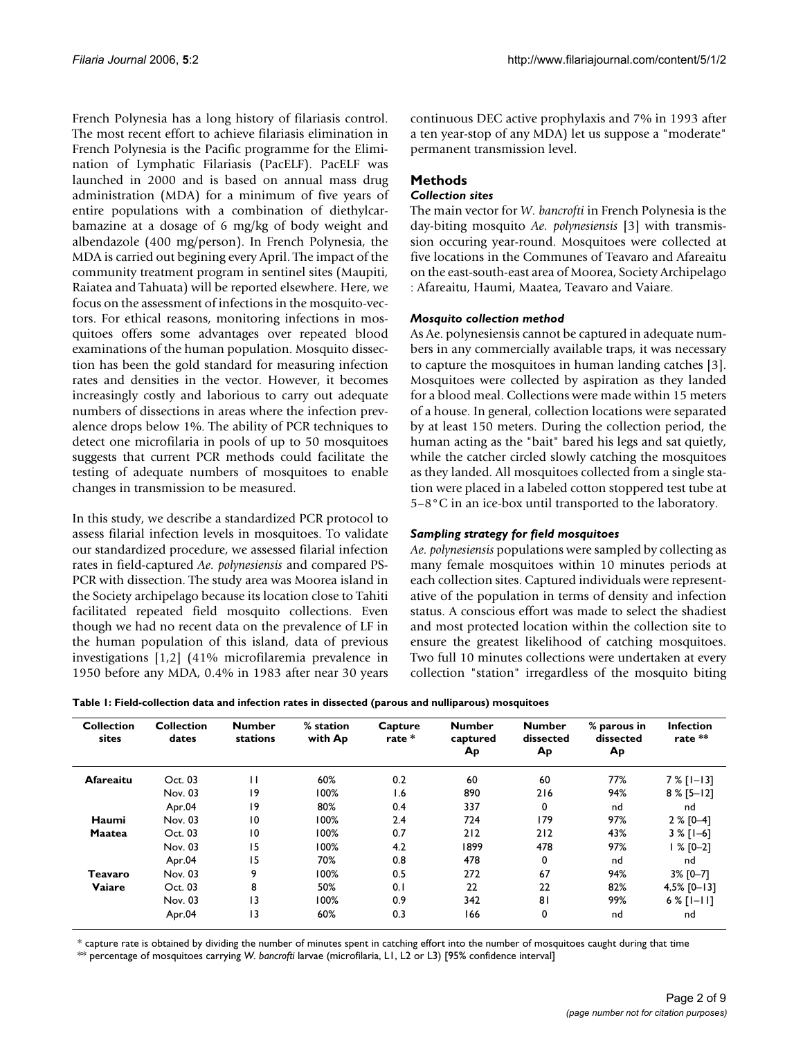French Polynesia has a long history of filariasis control. The most recent effort to achieve filariasis elimination in French Polynesia is the Pacific programme for the Elimination of Lymphatic Filariasis (PacELF). PacELF was launched in 2000 and is based on annual mass drug administration (MDA) for a minimum of five years of entire populations with a combination of diethylcarbamazine at a dosage of 6 mg/kg of body weight and albendazole (400 mg/person). In French Polynesia, the MDA is carried out begining every April. The impact of the community treatment program in sentinel sites (Maupiti, Raiatea and Tahuata) will be reported elsewhere. Here, we focus on the assessment of infections in the mosquito-vectors. For ethical reasons, monitoring infections in mosquitoes offers some advantages over repeated blood examinations of the human population. Mosquito dissection has been the gold standard for measuring infection rates and densities in the vector. However, it becomes increasingly costly and laborious to carry out adequate numbers of dissections in areas where the infection prevalence drops below 1%. The ability of PCR techniques to detect one microfilaria in pools of up to 50 mosquitoes suggests that current PCR methods could facilitate the testing of adequate numbers of mosquitoes to enable changes in transmission to be measured.

In this study, we describe a standardized PCR protocol to assess filarial infection levels in mosquitoes. To validate our standardized procedure, we assessed filarial infection rates in field-captured *Ae. polynesiensis* and compared PS-PCR with dissection. The study area was Moorea island in the Society archipelago because its location close to Tahiti facilitated repeated field mosquito collections. Even though we had no recent data on the prevalence of LF in the human population of this island, data of previous investigations [1,2] (41% microfilaremia prevalence in 1950 before any MDA, 0.4% in 1983 after near 30 years continuous DEC active prophylaxis and 7% in 1993 after a ten year-stop of any MDA) let us suppose a "moderate" permanent transmission level.

## Methods

### Collection sites

The main vector for *W. bancrofti* in French Polynesia is the day-biting mosquito *Ae. polynesiensis* [3] with transmission occuring year-round. Mosquitoes were collected at five locations in the Communes of Teavaro and Afareaitu on the east-south-east area of Moorea, Society Archipelago : Afareaitu, Haumi, Maatea, Teavaro and Vaiare.

### Mosquito collection method

As Ae. polynesiensis cannot be captured in adequate numbers in any commercially available traps, it was necessary to capture the mosquitoes in human landing catches [3]. Mosquitoes were collected by aspiration as they landed for a blood meal. Collections were made within 15 meters of a house. In general, collection locations were separated by at least 150 meters. During the collection period, the human acting as the "bait" bared his legs and sat quietly, while the catcher circled slowly catching the mosquitoes as they landed. All mosquitoes collected from a single station were placed in a labeled cotton stoppered test tube at 5–8°C in an ice-box until transported to the laboratory.

### Sampling strategy for field mosquitoes

*Ae. polynesiensis* populations were sampled by collecting as many female mosquitoes within 10 minutes periods at each collection sites. Captured individuals were representative of the population in terms of density and infection status. A conscious effort was made to select the shadiest and most protected location within the collection site to ensure the greatest likelihood of catching mosquitoes. Two full 10 minutes collections were undertaken at every collection "station" irregardless of the mosquito biting

**Table 1: Field-collection data and infection rates in dissected (parous and nulliparous) mosquitoes**

| Collection sites | Collection dates | Number stations | % station with Ap | Capture rate * | Number captured Ap | Number dissected Ap | % parous in dissected Ap | Infection rate ** |
|---|---|---|---|---|---|---|---|---|
| **Afareaitu** | Oct. 03 | 11 | 60% | 0.2 | 60 | 60 | 77% | 7 % [1–13] |
| | Nov. 03 | 19 | 100% | 1.6 | 890 | 216 | 94% | 8 % [5–12] |
| | Apr.04 | 19 | 80% | 0.4 | 337 | 0 | nd | nd |
| **Haumi** | Nov. 03 | 10 | 100% | 2.4 | 724 | 179 | 97% | 2 % [0–4] |
| **Maatea** | Oct. 03 | 10 | 100% | 0.7 | 212 | 212 | 43% | 3 % [1–6] |
| | Nov. 03 | 15 | 100% | 4.2 | 1899 | 478 | 97% | 1 % [0–2] |
| | Apr.04 | 15 | 70% | 0.8 | 478 | 0 | nd | nd |
| **Teavaro** | Nov. 03 | 9 | 100% | 0.5 | 272 | 67 | 94% | 3% [0–7] |
| **Vaiare** | Oct. 03 | 8 | 50% | 0.1 | 22 | 22 | 82% | 4,5% [0–13] |
| | Nov. 03 | 13 | 100% | 0.9 | 342 | 81 | 99% | 6 % [1–11] |
| | Apr.04 | 13 | 60% | 0.3 | 166 | 0 | nd | nd |

\* capture rate is obtained by dividing the number of minutes spent in catching effort into the number of mosquitoes caught during that time

** percentage of mosquitoes carrying *W. bancrofti* larvae (microfilaria, L1, L2 or L3) [95% confidence interval]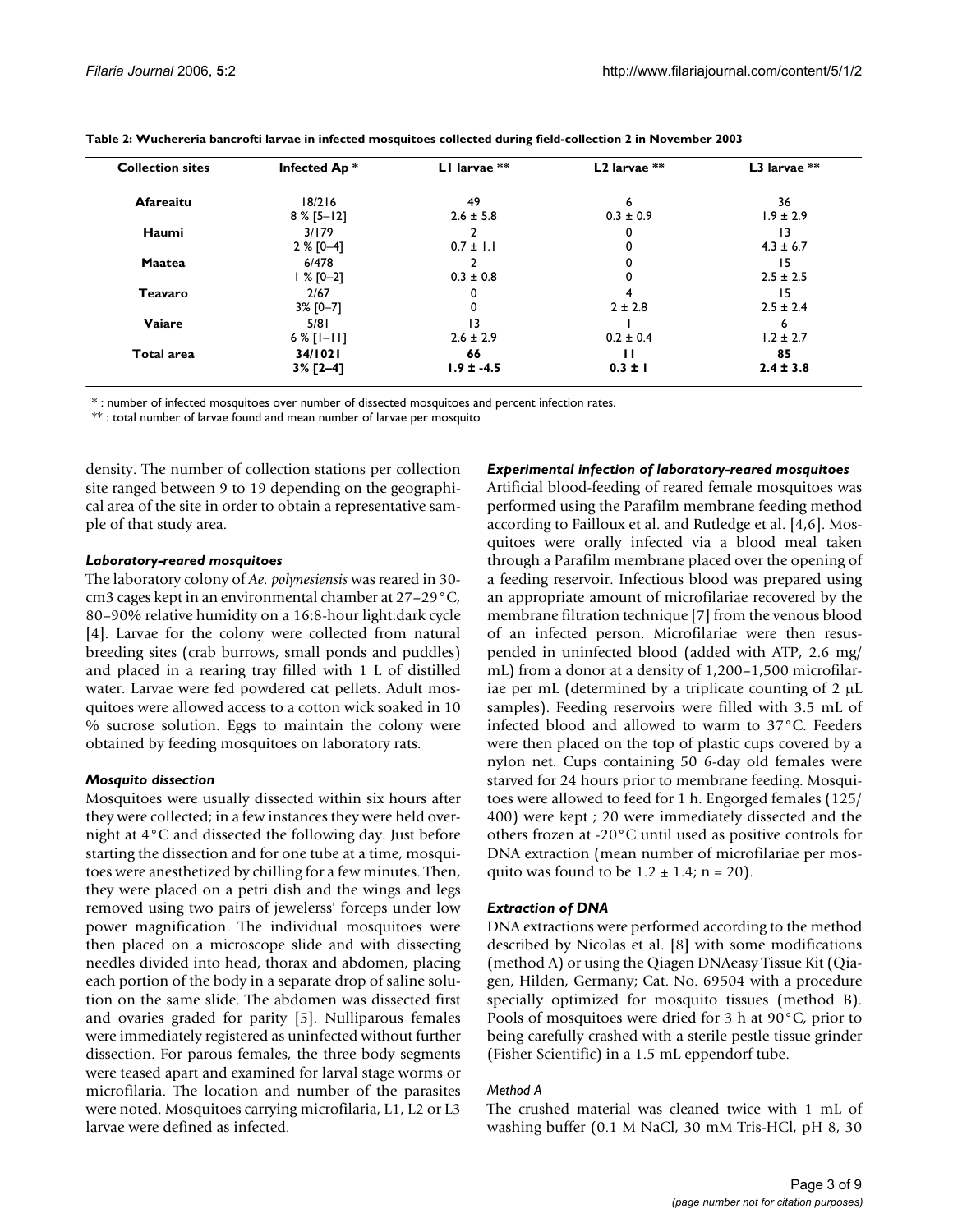**Table 2: Wuchereria bancrofti larvae in infected mosquitoes collected during field-collection 2 in November 2003**

| Collection sites | Infected Ap * | L1 larvae ** | L2 larvae ** | L3 larvae ** |
|---|---|---|---|---|
| **Afareaitu** | 18/216<br>8 % [5–12] | 49<br>2.6 ± 5.8 | 6<br>0.3 ± 0.9 | 36<br>1.9 ± 2.9 |
| **Haumi** | 3/179<br>2 % [0–4] | 2<br>0.7 ± 1.1 | 0<br>0 | 13<br>4.3 ± 6.7 |
| **Maatea** | 6/478<br>1 % [0–2] | 2<br>0.3 ± 0.8 | 0<br>0 | 15<br>2.5 ± 2.5 |
| **Teavaro** | 2/67<br>3% [0–7] | 0<br>0 | 4<br>2 ± 2.8 | 15<br>2.5 ± 2.4 |
| **Vaiare** | 5/81<br>6 % [1–11] | 13<br>2.6 ± 2.9 | 1<br>0.2 ± 0.4 | 6<br>1.2 ± 2.7 |
| **Total area** | **34/1021**<br>**3% [2–4]** | **66**<br>**1.9 ± -4.5** | **11**<br>**0.3 ± 1** | **85**<br>**2.4 ± 3.8** |

* : number of infected mosquitoes over number of dissected mosquitoes and percent infection rates.
** : total number of larvae found and mean number of larvae per mosquito

density. The number of collection stations per collection site ranged between 9 to 19 depending on the geographical area of the site in order to obtain a representative sample of that study area.

### *Laboratory-reared mosquitoes*

The laboratory colony of *Ae. polynesiensis* was reared in 30-cm3 cages kept in an environmental chamber at 27–29°C, 80–90% relative humidity on a 16:8-hour light:dark cycle [4]. Larvae for the colony were collected from natural breeding sites (crab burrows, small ponds and puddles) and placed in a rearing tray filled with 1 L of distilled water. Larvae were fed powdered cat pellets. Adult mosquitoes were allowed access to a cotton wick soaked in 10 % sucrose solution. Eggs to maintain the colony were obtained by feeding mosquitoes on laboratory rats.

### *Mosquito dissection*

Mosquitoes were usually dissected within six hours after they were collected; in a few instances they were held overnight at 4°C and dissected the following day. Just before starting the dissection and for one tube at a time, mosquitoes were anesthetized by chilling for a few minutes. Then, they were placed on a petri dish and the wings and legs removed using two pairs of jewelerss' forceps under low power magnification. The individual mosquitoes were then placed on a microscope slide and with dissecting needles divided into head, thorax and abdomen, placing each portion of the body in a separate drop of saline solution on the same slide. The abdomen was dissected first and ovaries graded for parity [5]. Nulliparous females were immediately registered as uninfected without further dissection. For parous females, the three body segments were teased apart and examined for larval stage worms or microfilaria. The location and number of the parasites were noted. Mosquitoes carrying microfilaria, L1, L2 or L3 larvae were defined as infected.

### *Experimental infection of laboratory-reared mosquitoes*

Artificial blood-feeding of reared female mosquitoes was performed using the Parafilm membrane feeding method according to Failloux et al. and Rutledge et al. [4,6]. Mosquitoes were orally infected via a blood meal taken through a Parafilm membrane placed over the opening of a feeding reservoir. Infectious blood was prepared using an appropriate amount of microfilariae recovered by the membrane filtration technique [7] from the venous blood of an infected person. Microfilariae were then resuspended in uninfected blood (added with ATP, 2.6 mg/mL) from a donor at a density of 1,200–1,500 microfilariae per mL (determined by a triplicate counting of 2 μL samples). Feeding reservoirs were filled with 3.5 mL of infected blood and allowed to warm to 37°C. Feeders were then placed on the top of plastic cups covered by a nylon net. Cups containing 50 6-day old females were starved for 24 hours prior to membrane feeding. Mosquitoes were allowed to feed for 1 h. Engorged females (125/400) were kept ; 20 were immediately dissected and the others frozen at -20°C until used as positive controls for DNA extraction (mean number of microfilariae per mosquito was found to be $1.2 \pm 1.4$; n = 20).

### *Extraction of DNA*

DNA extractions were performed according to the method described by Nicolas et al. [8] with some modifications (method A) or using the Qiagen DNAeasy Tissue Kit (Qiagen, Hilden, Germany; Cat. No. 69504 with a procedure specially optimized for mosquito tissues (method B). Pools of mosquitoes were dried for 3 h at 90°C, prior to being carefully crashed with a sterile pestle tissue grinder (Fisher Scientific) in a 1.5 mL eppendorf tube.

#### *Method A*

The crushed material was cleaned twice with 1 mL of washing buffer (0.1 M NaCl, 30 mM Tris-HCl, pH 8, 30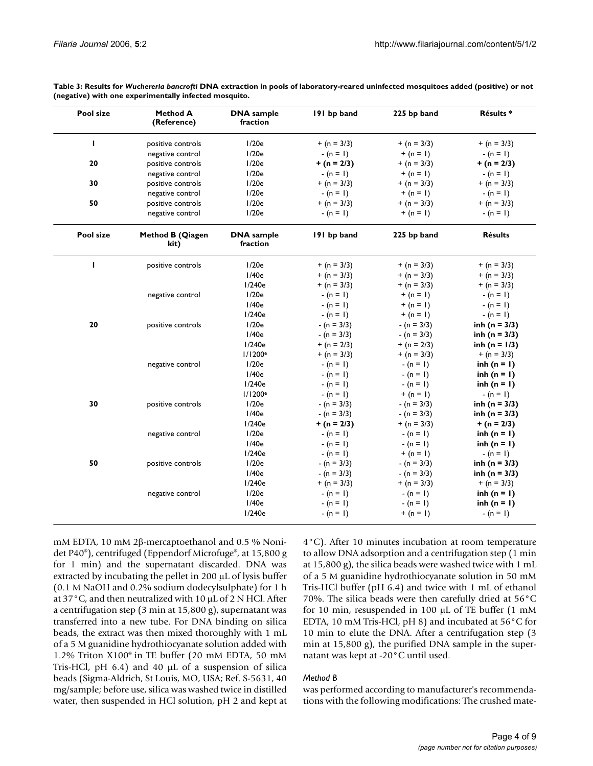**Table 3: Results for *Wuchereria bancrofti* DNA extraction in pools of laboratory-reared uninfected mosquitoes added (positive) or not (negative) with one experimentally infected mosquito.**

| Pool size | Method A (Reference) | DNA sample fraction | 191 bp band | 225 bp band | Résults * |
|---|---|---|---|---|---|
| **1** | positive controls | 1/20e | + (n = 3/3) | + (n = 3/3) | + (n = 3/3) |
| | negative control | 1/20e | - (n = 1) | + (n = 1) | - (n = 1) |
| **20** | positive controls | 1/20e | **+ (n = 2/3)** | + (n = 3/3) | **+ (n = 2/3)** |
| | negative control | 1/20e | - (n = 1) | + (n = 1) | - (n = 1) |
| **30** | positive controls | 1/20e | + (n = 3/3) | + (n = 3/3) | + (n = 3/3) |
| | negative control | 1/20e | - (n = 1) | + (n = 1) | - (n = 1) |
| **50** | positive controls | 1/20e | + (n = 3/3) | + (n = 3/3) | + (n = 3/3) |
| | negative control | 1/20e | - (n = 1) | + (n = 1) | - (n = 1) |
| **Pool size** | **Method B (Qiagen kit)** | **DNA sample fraction** | **191 bp band** | **225 bp band** | **Résults** |
| **1** | positive controls | 1/20e | + (n = 3/3) | + (n = 3/3) | + (n = 3/3) |
| | | 1/40e | + (n = 3/3) | + (n = 3/3) | + (n = 3/3) |
| | | 1/240e | + (n = 3/3) | + (n = 3/3) | + (n = 3/3) |
| | negative control | 1/20e | - (n = 1) | + (n = 1) | - (n = 1) |
| | | 1/40e | - (n = 1) | + (n = 1) | - (n = 1) |
| | | 1/240e | - (n = 1) | + (n = 1) | - (n = 1) |
| **20** | positive controls | 1/20e | - (n = 3/3) | - (n = 3/3) | **inh (n = 3/3)** |
| | | 1/40e | - (n = 3/3) | - (n = 3/3) | **inh (n = 3/3)** |
| | | 1/240e | + (n = 2/3) | + (n = 2/3) | **inh (n = 1/3)** |
| | | 1/1200e | + (n = 3/3) | + (n = 3/3) | + (n = 3/3) |
| | negative control | 1/20e | - (n = 1) | - (n = 1) | **inh (n = 1)** |
| | | 1/40e | - (n = 1) | - (n = 1) | **inh (n = 1)** |
| | | 1/240e | - (n = 1) | - (n = 1) | **inh (n = 1)** |
| | | 1/1200e | - (n = 1) | + (n = 1) | - (n = 1) |
| **30** | positive controls | 1/20e | - (n = 3/3) | - (n = 3/3) | **inh (n = 3/3)** |
| | | 1/40e | - (n = 3/3) | - (n = 3/3) | **inh (n = 3/3)** |
| | | 1/240e | **+ (n = 2/3)** | + (n = 3/3) | **+ (n = 2/3)** |
| | negative control | 1/20e | - (n = 1) | - (n = 1) | **inh (n = 1)** |
| | | 1/40e | - (n = 1) | - (n = 1) | **inh (n = 1)** |
| | | 1/240e | - (n = 1) | + (n = 1) | - (n = 1) |
| **50** | positive controls | 1/20e | - (n = 3/3) | - (n = 3/3) | **inh (n = 3/3)** |
| | | 1/40e | - (n = 3/3) | - (n = 3/3) | **inh (n = 3/3)** |
| | | 1/240e | + (n = 3/3) | + (n = 3/3) | + (n = 3/3) |
| | negative control | 1/20e | - (n = 1) | - (n = 1) | **inh (n = 1)** |
| | | 1/40e | - (n = 1) | - (n = 1) | **inh (n = 1)** |
| | | 1/240e | - (n = 1) | + (n = 1) | - (n = 1) |

mM EDTA, 10 mM 2β-mercaptoethanol and 0.5 % Nonidet P40®), centrifuged (Eppendorf Microfuge®, at 15,800 g for 1 min) and the supernatant discarded. DNA was extracted by incubating the pellet in 200 μL of lysis buffer (0.1 M NaOH and 0.2% sodium dodecylsulphate) for 1 h at 37°C, and then neutralized with 10 μL of 2 N HCl. After a centrifugation step (3 min at 15,800 g), supernatant was transferred into a new tube. For DNA binding on silica beads, the extract was then mixed thoroughly with 1 mL of a 5 M guanidine hydrothiocyanate solution added with 1.2% Triton X100® in TE buffer (20 mM EDTA, 50 mM Tris-HCl, pH 6.4) and 40 μL of a suspension of silica beads (Sigma-Aldrich, St Louis, MO, USA; Ref. S-5631, 40 mg/sample; before use, silica was washed twice in distilled water, then suspended in HCl solution, pH 2 and kept at 4°C). After 10 minutes incubation at room temperature to allow DNA adsorption and a centrifugation step (1 min at 15,800 g), the silica beads were washed twice with 1 mL of a 5 M guanidine hydrothiocyanate solution in 50 mM Tris-HCl buffer (pH 6.4) and twice with 1 mL of ethanol 70%. The silica beads were then carefully dried at 56°C for 10 min, resuspended in 100 μL of TE buffer (1 mM EDTA, 10 mM Tris-HCl, pH 8) and incubated at 56°C for 10 min to elute the DNA. After a centrifugation step (3 min at 15,800 g), the purified DNA sample in the supernatant was kept at -20°C until used.

*Method B*

was performed according to manufacturer's recommendations with the following modifications: The crushed mate-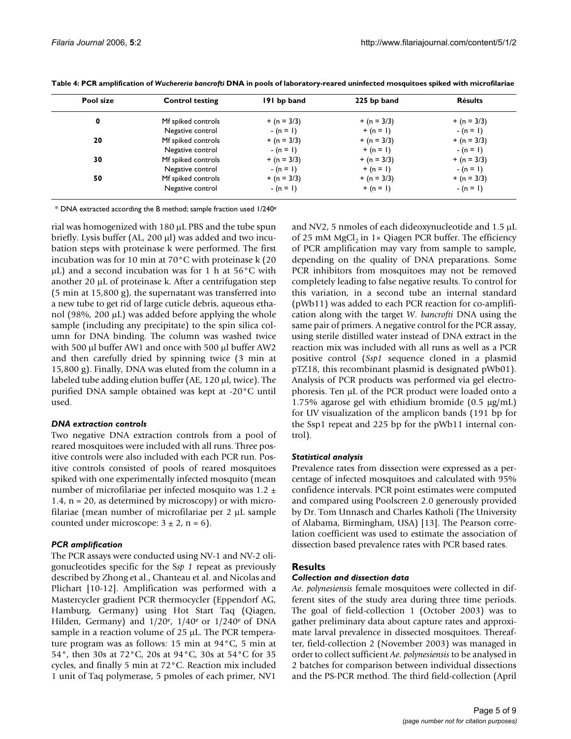**Table 4: PCR amplification of *Wuchereria bancrofti* DNA in pools of laboratory-reared uninfected mosquitoes spiked with microfilariae**

| Pool size | Control testing | 191 bp band | 225 bp band | Résults |
| --- | --- | --- | --- | --- |
| **0** | Mf spiked controls | + (n = 3/3) | + (n = 3/3) | + (n = 3/3) |
| | Negative control | - (n = 1) | + (n = 1) | - (n = 1) |
| **20** | Mf spiked controls | + (n = 3/3) | + (n = 3/3) | + (n = 3/3) |
| | Negative control | - (n = 1) | + (n = 1) | - (n = 1) |
| **30** | Mf spiked controls | + (n = 3/3) | + (n = 3/3) | + (n = 3/3) |
| | Negative control | - (n = 1) | + (n = 1) | - (n = 1) |
| **50** | Mf spiked controls | + (n = 3/3) | + (n = 3/3) | + (n = 3/3) |
| | Negative control | - (n = 1) | + (n = 1) | - (n = 1) |

* DNA extracted according the B method; sample fraction used 1/240$^{e}$

rial was homogenized with 180 μL PBS and the tube spun briefly. Lysis buffer (AL, 200 μl) was added and two incubation steps with proteinase k were performed. The first incubation was for 10 min at 70°C with proteinase k (20 μL) and a second incubation was for 1 h at 56°C with another 20 μL of proteinase k. After a centrifugation step (5 min at 15,800 g), the supernatant was transferred into a new tube to get rid of large cuticle debris, aqueous ethanol (98%, 200 μL) was added before applying the whole sample (including any precipitate) to the spin silica column for DNA binding. The column was washed twice with 500 μl buffer AW1 and once with 500 μl buffer AW2 and then carefully dried by spinning twice (3 min at 15,800 g). Finally, DNA was eluted from the column in a labeled tube adding elution buffer (AE, 120 μl, twice). The purified DNA sample obtained was kept at -20°C until used.

### *DNA extraction controls*

Two negative DNA extraction controls from a pool of reared mosquitoes were included with all runs. Three positive controls were also included with each PCR run. Positive controls consisted of pools of reared mosquitoes spiked with one experimentally infected mosquito (mean number of microfilariae per infected mosquito was 1.2 ± 1.4, n = 20, as determined by microscopy) or with microfilariae (mean number of microfilariae per 2 μL sample counted under microscope: 3 ± 2, n = 6).

### *PCR amplification*

The PCR assays were conducted using NV-1 and NV-2 oligonucleotides specific for the S*sp 1* repeat as previously described by Zhong et al., Chanteau et al. and Nicolas and Plichart [10-12]. Amplification was performed with a Mastercycler gradient PCR thermocycler (Eppendorf AG, Hamburg, Germany) using Hot Start Taq (Qiagen, Hilden, Germany) and 1/20$^{e}$, 1/40$^{e}$ or 1/240$^{e}$ of DNA sample in a reaction volume of 25 μL. The PCR temperature program was as follows: 15 min at 94°C, 5 min at 54°, then 30s at 72°C, 20s at 94°C, 30s at 54°C for 35 cycles, and finally 5 min at 72°C. Reaction mix included 1 unit of Taq polymerase, 5 pmoles of each primer, NV1 and NV2, 5 nmoles of each dideoxynucleotide and 1.5 μL of 25 mM $MgCl_2$ in 1× Qiagen PCR buffer. The efficiency of PCR amplification may vary from sample to sample, depending on the quality of DNA preparations. Some PCR inhibitors from mosquitoes may not be removed completely leading to false negative results. To control for this variation, in a second tube an internal standard (pWb11) was added to each PCR reaction for co-amplification along with the target *W. bancrofti* DNA using the same pair of primers. A negative control for the PCR assay, using sterile distilled water instead of DNA extract in the reaction mix was included with all runs as well as a PCR positive control (*Ssp1* sequence cloned in a plasmid pTZ18, this recombinant plasmid is designated pWb01). Analysis of PCR products was performed via gel electrophoresis. Ten μL of the PCR product were loaded onto a 1.75% agarose gel with ethidium bromide (0.5 μg/mL) for UV visualization of the amplicon bands (191 bp for the Ssp1 repeat and 225 bp for the pWb11 internal control).

### *Statistical analysis*

Prevalence rates from dissection were expressed as a percentage of infected mosquitoes and calculated with 95% confidence intervals. PCR point estimates were computed and compared using Poolscreen 2.0 generously provided by Dr. Tom Unnasch and Charles Katholi (The University of Alabama, Birmingham, USA) [13]. The Pearson correlation coefficient was used to estimate the association of dissection based prevalence rates with PCR based rates.

## Results

### *Collection and dissection data*

*Ae. polynesiensis* female mosquitoes were collected in different sites of the study area during three time periods. The goal of field-collection 1 (October 2003) was to gather preliminary data about capture rates and approximate larval prevalence in dissected mosquitoes. Thereafter, field-collection 2 (November 2003) was managed in order to collect sufficient *Ae. polynesiensis* to be analysed in 2 batches for comparison between individual dissections and the PS-PCR method. The third field-collection (April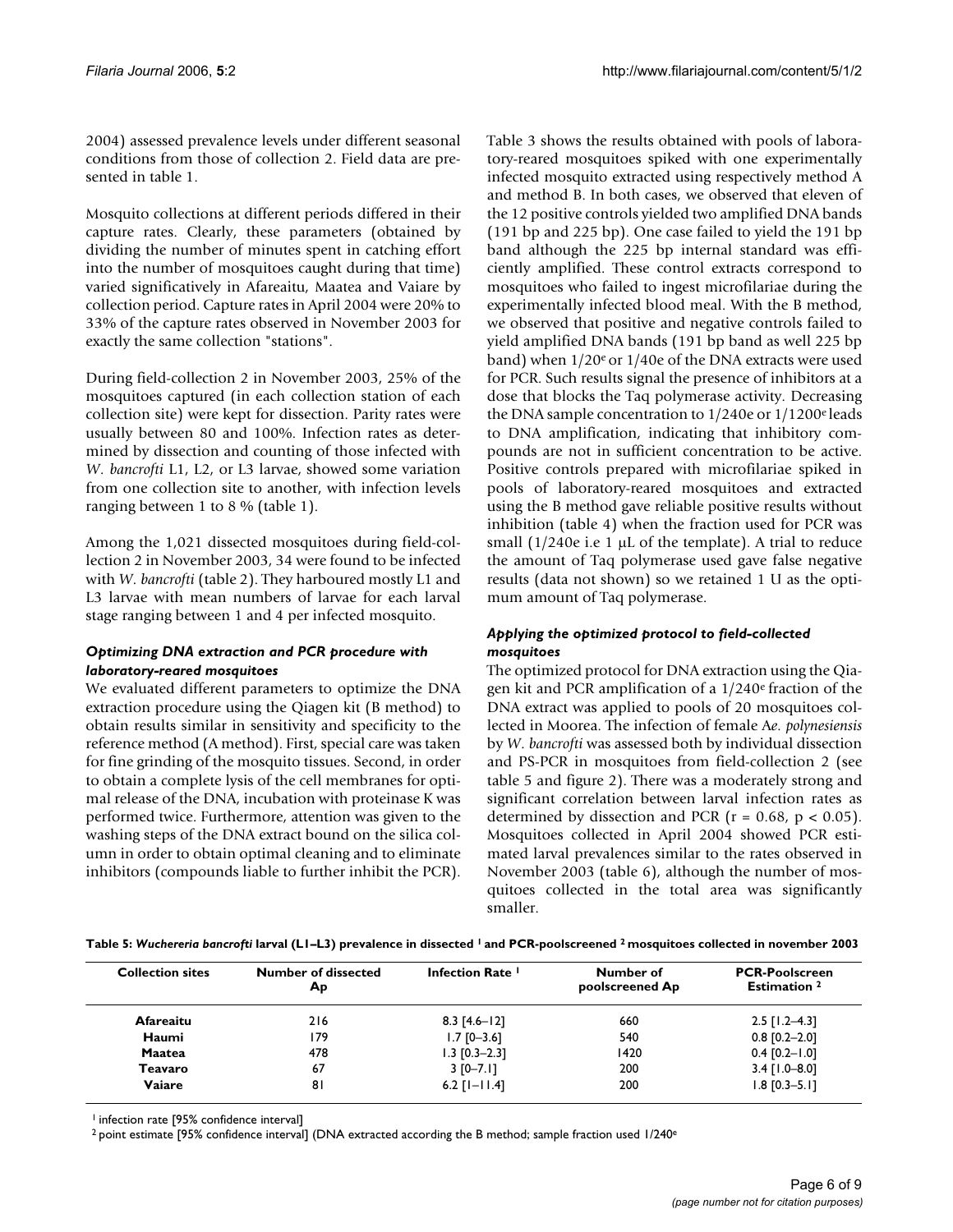2004) assessed prevalence levels under different seasonal conditions from those of collection 2. Field data are presented in table 1.

Mosquito collections at different periods differed in their capture rates. Clearly, these parameters (obtained by dividing the number of minutes spent in catching effort into the number of mosquitoes caught during that time) varied significatively in Afareaitu, Maatea and Vaiare by collection period. Capture rates in April 2004 were 20% to 33% of the capture rates observed in November 2003 for exactly the same collection "stations".

During field-collection 2 in November 2003, 25% of the mosquitoes captured (in each collection station of each collection site) were kept for dissection. Parity rates were usually between 80 and 100%. Infection rates as determined by dissection and counting of those infected with *W. bancrofti* L1, L2, or L3 larvae, showed some variation from one collection site to another, with infection levels ranging between 1 to 8 % (table 1).

Among the 1,021 dissected mosquitoes during field-collection 2 in November 2003, 34 were found to be infected with *W. bancrofti* (table 2). They harboured mostly L1 and L3 larvae with mean numbers of larvae for each larval stage ranging between 1 and 4 per infected mosquito.

### *Optimizing DNA extraction and PCR procedure with laboratory-reared mosquitoes*

We evaluated different parameters to optimize the DNA extraction procedure using the Qiagen kit (B method) to obtain results similar in sensitivity and specificity to the reference method (A method). First, special care was taken for fine grinding of the mosquito tissues. Second, in order to obtain a complete lysis of the cell membranes for optimal release of the DNA, incubation with proteinase K was performed twice. Furthermore, attention was given to the washing steps of the DNA extract bound on the silica column in order to obtain optimal cleaning and to eliminate inhibitors (compounds liable to further inhibit the PCR).

Table 3 shows the results obtained with pools of laboratory-reared mosquitoes spiked with one experimentally infected mosquito extracted using respectively method A and method B. In both cases, we observed that eleven of the 12 positive controls yielded two amplified DNA bands (191 bp and 225 bp). One case failed to yield the 191 bp band although the 225 bp internal standard was efficiently amplified. These control extracts correspond to mosquitoes who failed to ingest microfilariae during the experimentally infected blood meal. With the B method, we observed that positive and negative controls failed to yield amplified DNA bands (191 bp band as well 225 bp band) when 1/20$^{e}$ or 1/40e of the DNA extracts were used for PCR. Such results signal the presence of inhibitors at a dose that blocks the Taq polymerase activity. Decreasing the DNA sample concentration to 1/240e or 1/1200$^{e}$ leads to DNA amplification, indicating that inhibitory compounds are not in sufficient concentration to be active. Positive controls prepared with microfilariae spiked in pools of laboratory-reared mosquitoes and extracted using the B method gave reliable positive results without inhibition (table 4) when the fraction used for PCR was small (1/240e i.e 1 μL of the template). A trial to reduce the amount of Taq polymerase used gave false negative results (data not shown) so we retained 1 U as the optimum amount of Taq polymerase.

### *Applying the optimized protocol to field-collected mosquitoes*

The optimized protocol for DNA extraction using the Qiagen kit and PCR amplification of a 1/240$^{e}$ fraction of the DNA extract was applied to pools of 20 mosquitoes collected in Moorea. The infection of female *Ae. polynesiensis* by *W. bancrofti* was assessed both by individual dissection and PS-PCR in mosquitoes from field-collection 2 (see table 5 and figure 2). There was a moderately strong and significant correlation between larval infection rates as determined by dissection and PCR ($r = 0.68$, $p < 0.05$). Mosquitoes collected in April 2004 showed PCR estimated larval prevalences similar to the rates observed in November 2003 (table 6), although the number of mosquitoes collected in the total area was significantly smaller.

**Table 5: *Wuchereria bancrofti* larval (L1–L3) prevalence in dissected [1] and PCR-poolscreened [2] mosquitoes collected in november 2003**

| Collection sites | Number of dissected Ap | Infection Rate [1] | Number of poolscreened Ap | PCR-Poolscreen Estimation [2] |
|---|---|---|---|---|
| **Afareaitu** | 216 | 8.3 [4.6–12] | 660 | 2.5 [1.2–4.3] |
| **Haumi** | 179 | 1.7 [0–3.6] | 540 | 0.8 [0.2–2.0] |
| **Maatea** | 478 | 1.3 [0.3–2.3] | 1420 | 0.4 [0.2–1.0] |
| **Teavaro** | 67 | 3 [0–7.1] | 200 | 3.4 [1.0–8.0] |
| **Vaiare** | 81 | 6.2 [1–11.4] | 200 | 1.8 [0.3–5.1] |

[1] infection rate [95% confidence interval]

[2] point estimate [95% confidence interval] (DNA extracted according the B method; sample fraction used 1/240$^{e}$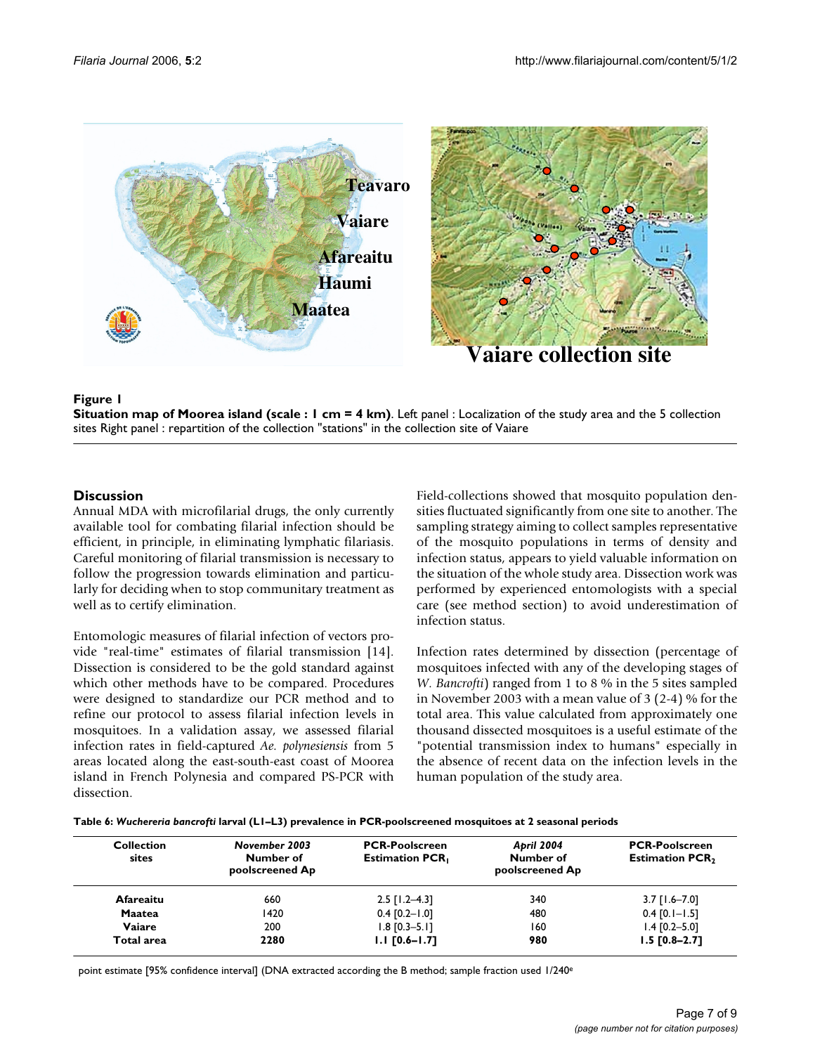**Figure 1**

**Situation map of Moorea island (scale : 1 cm = 4 km)**. Left panel : Localization of the study area and the 5 collection sites Right panel : repartition of the collection "stations" in the collection site of Vaiare

## Discussion

Annual MDA with microfilarial drugs, the only currently available tool for combating filarial infection should be efficient, in principle, in eliminating lymphatic filariasis. Careful monitoring of filarial transmission is necessary to follow the progression towards elimination and particularly for deciding when to stop communitary treatment as well as to certify elimination.

Entomologic measures of filarial infection of vectors provide "real-time" estimates of filarial transmission [14]. Dissection is considered to be the gold standard against which other methods have to be compared. Procedures were designed to standardize our PCR method and to refine our protocol to assess filarial infection levels in mosquitoes. In a validation assay, we assessed filarial infection rates in field-captured *Ae. polynesiensis* from 5 areas located along the east-south-east coast of Moorea island in French Polynesia and compared PS-PCR with dissection.

Field-collections showed that mosquito population densities fluctuated significantly from one site to another. The sampling strategy aiming to collect samples representative of the mosquito populations in terms of density and infection status, appears to yield valuable information on the situation of the whole study area. Dissection work was performed by experienced entomologists with a special care (see method section) to avoid underestimation of infection status.

Infection rates determined by dissection (percentage of mosquitoes infected with any of the developing stages of *W. Bancrofti*) ranged from 1 to 8 % in the 5 sites sampled in November 2003 with a mean value of 3 (2-4) % for the total area. This value calculated from approximately one thousand dissected mosquitoes is a useful estimate of the "potential transmission index to humans" especially in the absence of recent data on the infection levels in the human population of the study area.

**Table 6: *Wuchereria bancrofti* larval (L1–L3) prevalence in PCR-poolscreened mosquitoes at 2 seasonal periods**

| Collection sites | *November 2003* Number of poolscreened Ap | PCR-Poolscreen Estimation $PCR_1$ | *April 2004* Number of poolscreened Ap | PCR-Poolscreen Estimation $PCR_2$ |
|---|---|---|---|---|
| Afareaitu | 660 | 2.5 [1.2–4.3] | 340 | 3.7 [1.6–7.0] |
| Maatea | 1420 | 0.4 [0.2–1.0] | 480 | 0.4 [0.1–1.5] |
| Vaiare | 200 | 1.8 [0.3–5.1] | 160 | 1.4 [0.2–5.0] |
| **Total area** | **2280** | **1.1 [0.6–1.7]** | **980** | **1.5 [0.8–2.7]** |

point estimate [95% confidence interval] (DNA extracted according the B method; sample fraction used 1/240[e]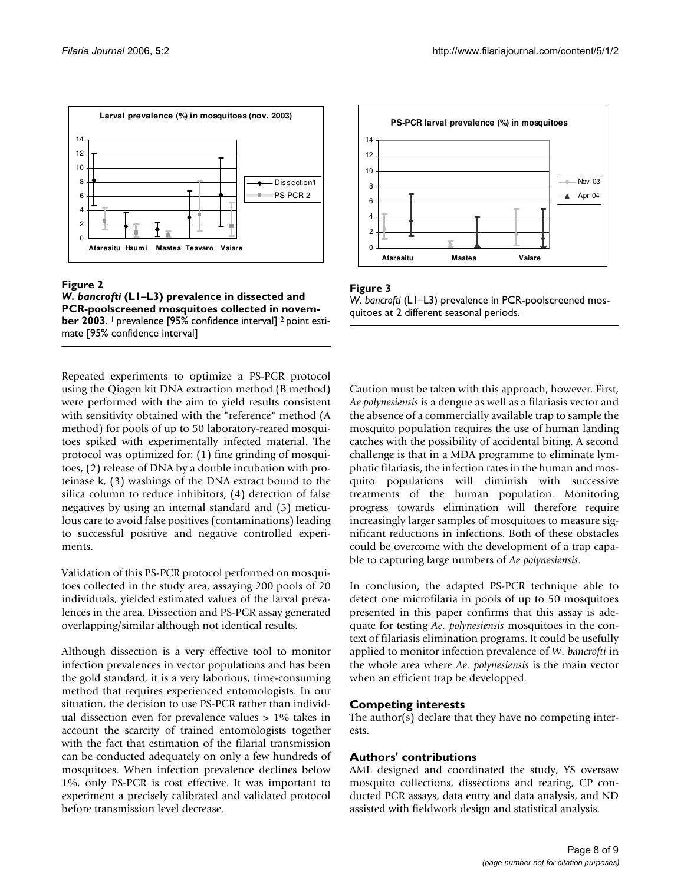**Figure 2**

***W. bancrofti* (L1–L3) prevalence in dissected and PCR-poolscreened mosquitoes collected in november 2003**. [1] prevalence [95% confidence interval] [2] point estimate [95% confidence interval]

**Figure 3**

*W. bancrofti* (L1–L3) prevalence in PCR-poolscreened mosquitoes at 2 different seasonal periods.

Repeated experiments to optimize a PS-PCR protocol using the Qiagen kit DNA extraction method (B method) were performed with the aim to yield results consistent with sensitivity obtained with the "reference" method (A method) for pools of up to 50 laboratory-reared mosquitoes spiked with experimentally infected material. The protocol was optimized for: (1) fine grinding of mosquitoes, (2) release of DNA by a double incubation with proteinase k, (3) washings of the DNA extract bound to the silica column to reduce inhibitors, (4) detection of false negatives by using an internal standard and (5) meticulous care to avoid false positives (contaminations) leading to successful positive and negative controlled experiments.

Validation of this PS-PCR protocol performed on mosquitoes collected in the study area, assaying 200 pools of 20 individuals, yielded estimated values of the larval prevalences in the area. Dissection and PS-PCR assay generated overlapping/similar although not identical results.

Although dissection is a very effective tool to monitor infection prevalences in vector populations and has been the gold standard, it is a very laborious, time-consuming method that requires experienced entomologists. In our situation, the decision to use PS-PCR rather than individual dissection even for prevalence values > 1% takes in account the scarcity of trained entomologists together with the fact that estimation of the filarial transmission can be conducted adequately on only a few hundreds of mosquitoes. When infection prevalence declines below 1%, only PS-PCR is cost effective. It was important to experiment a precisely calibrated and validated protocol before transmission level decrease.

Caution must be taken with this approach, however. First, *Ae polynesiensis* is a dengue as well as a filariasis vector and the absence of a commercially available trap to sample the mosquito population requires the use of human landing catches with the possibility of accidental biting. A second challenge is that in a MDA programme to eliminate lymphatic filariasis, the infection rates in the human and mosquito populations will diminish with successive treatments of the human population. Monitoring progress towards elimination will therefore require increasingly larger samples of mosquitoes to measure significant reductions in infections. Both of these obstacles could be overcome with the development of a trap capable to capturing large numbers of *Ae polynesiensis*.

In conclusion, the adapted PS-PCR technique able to detect one microfilaria in pools of up to 50 mosquitoes presented in this paper confirms that this assay is adequate for testing *Ae. polynesiensis* mosquitoes in the context of filariasis elimination programs. It could be usefully applied to monitor infection prevalence of *W. bancrofti* in the whole area where *Ae. polynesiensis* is the main vector when an efficient trap be developped.

## Competing interests

The author(s) declare that they have no competing interests.

## Authors' contributions

AML designed and coordinated the study, YS oversaw mosquito collections, dissections and rearing, CP conducted PCR assays, data entry and data analysis, and ND assisted with fieldwork design and statistical analysis.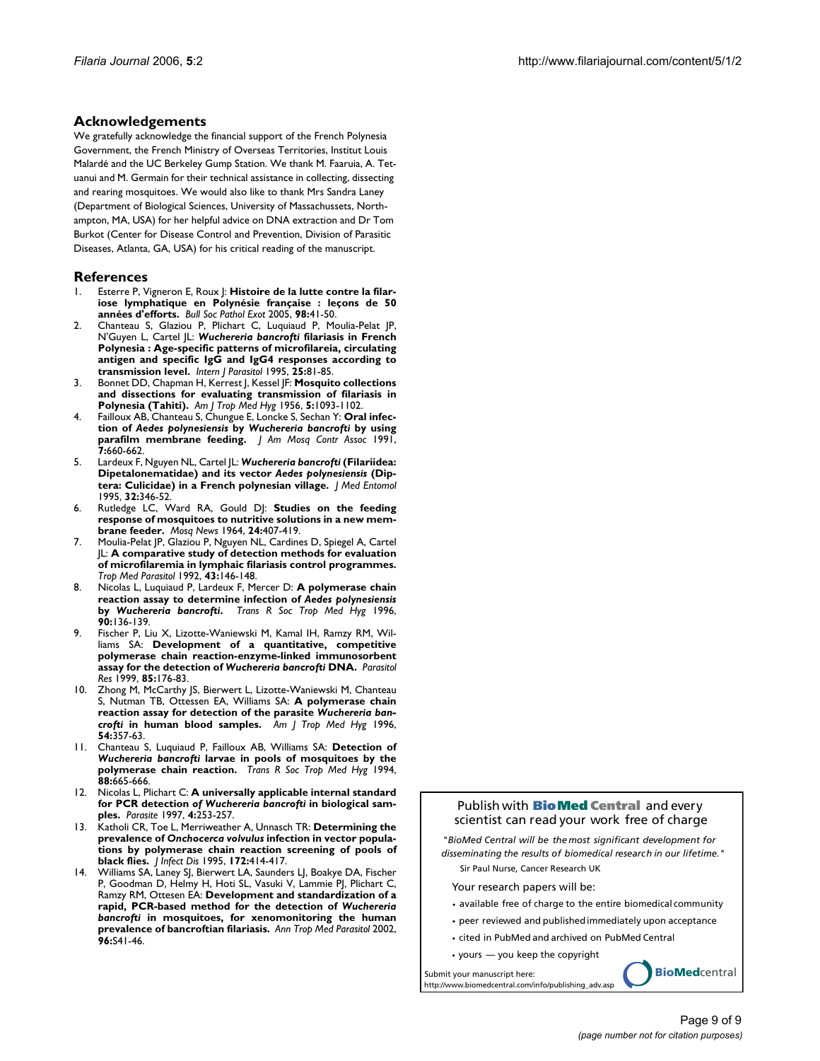## Acknowledgements

We gratefully acknowledge the financial support of the French Polynesia Government, the French Ministry of Overseas Territories, Institut Louis Malardé and the UC Berkeley Gump Station. We thank M. Faaruia, A. Tetuanui and M. Germain for their technical assistance in collecting, dissecting and rearing mosquitoes. We would also like to thank Mrs Sandra Laney (Department of Biological Sciences, University of Massachussets, Northampton, MA, USA) for her helpful advice on DNA extraction and Dr Tom Burkot (Center for Disease Control and Prevention, Division of Parasitic Diseases, Atlanta, GA, USA) for his critical reading of the manuscript.

## References

1. Esterre P, Vigneron E, Roux J: **Histoire de la lutte contre la filariose lymphatique en Polynésie française : leçons de 50 années d'efforts.** *Bull Soc Pathol Exot* 2005, **98:**41-50.
2. Chanteau S, Glaziou P, Plichart C, Luquiaud P, Moulia-Pelat JP, N'Guyen L, Cartel JL: ***Wuchereria bancrofti* filariasis in French Polynesia : Age-specific patterns of microfilareia, circulating antigen and specific IgG and IgG4 responses according to transmission level.** *Intern J Parasitol* 1995, **25:**81-85.
3. Bonnet DD, Chapman H, Kerrest J, Kessel JF: **Mosquito collections and dissections for evaluating transmission of filariasis in Polynesia (Tahiti).** *Am J Trop Med Hyg* 1956, **5:**1093-1102.
4. Failloux AB, Chanteau S, Chungue E, Loncke S, Sechan Y: **Oral infection of *Aedes polynesiensis* by *Wuchereria bancrofti* by using parafilm membrane feeding.** *J Am Mosq Contr Assoc* 1991, **7:**660-662.
5. Lardeux F, Nguyen NL, Cartel JL: ***Wuchereria bancrofti* (Filariidea: Dipetalonematidae) and its vector *Aedes polynesiensis* (Diptera: Culicidae) in a French polynesian village.** *J Med Entomol* 1995, **32:**346-52.
6. Rutledge LC, Ward RA, Gould DJ: **Studies on the feeding response of mosquitoes to nutritive solutions in a new membrane feeder.** *Mosq News* 1964, **24:**407-419.
7. Moulia-Pelat JP, Glaziou P, Nguyen NL, Cardines D, Spiegel A, Cartel JL: **A comparative study of detection methods for evaluation of microfilaremia in lymphaic filariasis control programmes.** *Trop Med Parasitol* 1992, **43:**146-148.
8. Nicolas L, Luquiaud P, Lardeux F, Mercer D: **A polymerase chain reaction assay to determine infection of *Aedes polynesiensis* by *Wuchereria bancrofti*.** *Trans R Soc Trop Med Hyg* 1996, **90:**136-139.
9. Fischer P, Liu X, Lizotte-Waniewski M, Kamal IH, Ramzy RM, Williams SA: **Development of a quantitative, competitive polymerase chain reaction-enzyme-linked immunosorbent assay for the detection of *Wuchereria bancrofti* DNA.** *Parasitol Res* 1999, **85:**176-83.
10. Zhong M, McCarthy JS, Bierwert L, Lizotte-Waniewski M, Chanteau S, Nutman TB, Ottessen EA, Williams SA: **A polymerase chain reaction assay for detection of the parasite *Wuchereria bancrofti* in human blood samples.** *Am J Trop Med Hyg* 1996, **54:**357-63.
11. Chanteau S, Luquiaud P, Failloux AB, Williams SA: **Detection of *Wuchereria bancrofti* larvae in pools of mosquitoes by the polymerase chain reaction.** *Trans R Soc Trop Med Hyg* 1994, **88:**665-666.
12. Nicolas L, Plichart C: **A universally applicable internal standard for PCR detection *of Wuchereria bancrofti* in biological samples.** *Parasite* 1997, **4:**253-257.
13. Katholi CR, Toe L, Merriweather A, Unnasch TR: **Determining the prevalence of *Onchocerca volvulus* infection in vector populations by polymerase chain reaction screening of pools of black flies.** *J Infect Dis* 1995, **172:**414-417.
14. Williams SA, Laney SJ, Bierwert LA, Saunders LJ, Boakye DA, Fischer P, Goodman D, Helmy H, Hoti SL, Vasuki V, Lammie PJ, Plichart C, Ramzy RM, Ottesen EA: **Development and standardization of a rapid, PCR-based method for the detection of *Wuchereria bancrofti* in mosquitoes, for xenomonitoring the human prevalence of bancroftian filariasis.** *Ann Trop Med Parasitol* 2002, **96:**S41-46.

Publish with **BioMed Central** and every scientist can read your work free of charge

*"BioMed Central will be the most significant development for disseminating the results of biomedical research in our lifetime."*

Sir Paul Nurse, Cancer Research UK

Your research papers will be:

- available free of charge to the entire biomedical community
- peer reviewed and published immediately upon acceptance
- cited in PubMed and archived on PubMed Central
- yours — you keep the copyright

Submit your manuscript here:
http://www.biomedcentral.com/info/publishing_adv.asp

BioMedcentral